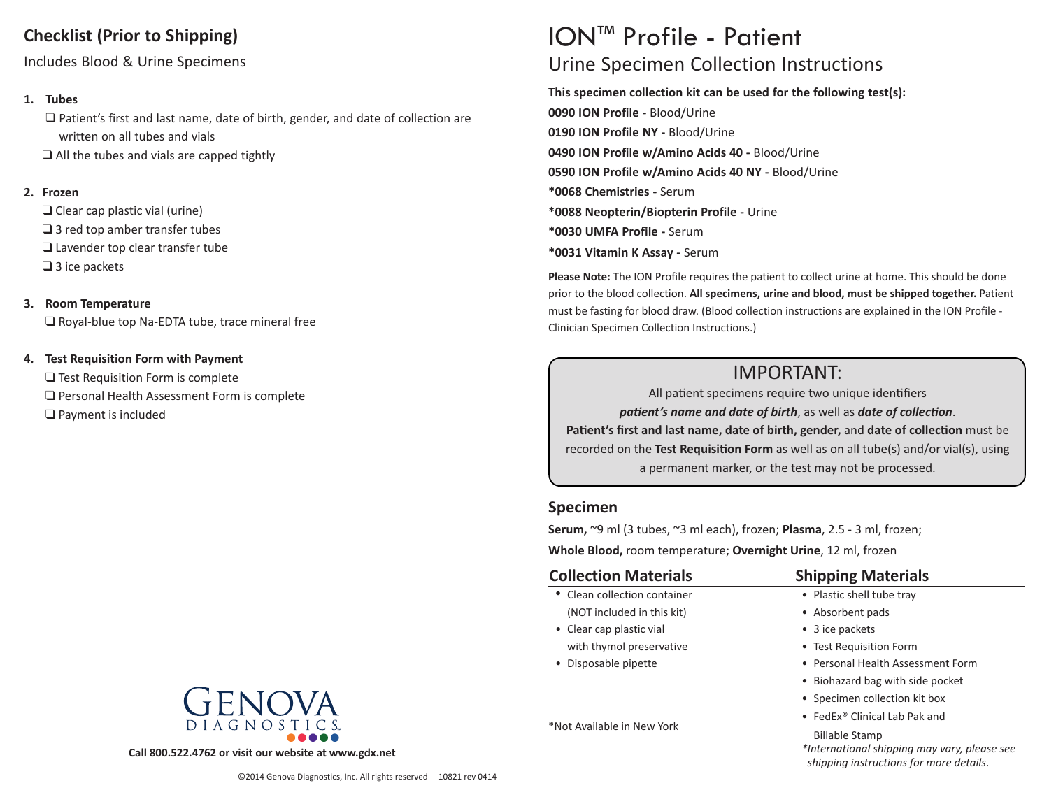## Checklist (Prior to Shipping)

Includes Blood & Urine Specimens

1. **Tubes**
   - ❑ Patient's first and last name, date of birth, gender, and date of collection are written on all tubes and vials
   - ❑ All the tubes and vials are capped tightly

2. **Frozen**
   - ❑ Clear cap plastic vial (urine)
   - ❑ 3 red top amber transfer tubes
   - ❑ Lavender top clear transfer tube
   - ❑ 3 ice packets

3. **Room Temperature**
   - ❑ Royal-blue top Na-EDTA tube, trace mineral free

4. **Test Requisition Form with Payment**
   - ❑ Test Requisition Form is complete
   - ❑ Personal Health Assessment Form is complete
   - ❑ Payment is included

GENOVA DIAGNOSTICS

**Call 800.522.4762 or visit our website at www.gdx.net**

©2014 Genova Diagnostics, Inc. All rights reserved 10821 rev 0414

# ION™ Profile - Patient

## Urine Specimen Collection Instructions

**This specimen collection kit can be used for the following test(s):**

**0090 ION Profile -** Blood/Urine

**0190 ION Profile NY -** Blood/Urine

**0490 ION Profile w/Amino Acids 40 -** Blood/Urine

**0590 ION Profile w/Amino Acids 40 NY -** Blood/Urine

**\*0068 Chemistries -** Serum

**\*0088 Neopterin/Biopterin Profile -** Urine

**\*0030 UMFA Profile -** Serum

**\*0031 Vitamin K Assay -** Serum

**Please Note:** The ION Profile requires the patient to collect urine at home. This should be done prior to the blood collection. **All specimens, urine and blood, must be shipped together.** Patient must be fasting for blood draw. (Blood collection instructions are explained in the ION Profile - Clinician Specimen Collection Instructions.)

### IMPORTANT:

All patient specimens require two unique identifiers ***patient's name and date of birth***, as well as ***date of collection***. **Patient's first and last name, date of birth, gender,** and **date of collection** must be recorded on the **Test Requisition Form** as well as on all tube(s) and/or vial(s), using a permanent marker, or the test may not be processed.

### Specimen

**Serum,** ~9 ml (3 tubes, ~3 ml each), frozen; **Plasma**, 2.5 - 3 ml, frozen;
**Whole Blood,** room temperature; **Overnight Urine**, 12 ml, frozen

### Collection Materials

- Clean collection container (NOT included in this kit)
- Clear cap plastic vial with thymol preservative
- Disposable pipette

### Shipping Materials

- Plastic shell tube tray
- Absorbent pads
- 3 ice packets
- Test Requisition Form
- Personal Health Assessment Form
- Biohazard bag with side pocket
- Specimen collection kit box
- FedEx® Clinical Lab Pak and Billable Stamp

*\*International shipping may vary, please see shipping instructions for more details*.

\*Not Available in New York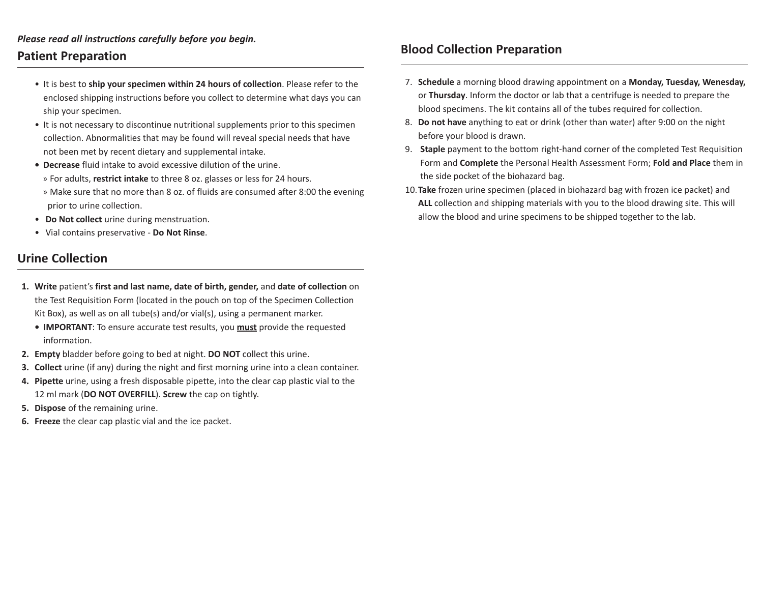*Please read all instructions carefully before you begin.*

## Patient Preparation

- It is best to **ship your specimen within 24 hours of collection**. Please refer to the enclosed shipping instructions before you collect to determine what days you can ship your specimen.
- It is not necessary to discontinue nutritional supplements prior to this specimen collection. Abnormalities that may be found will reveal special needs that have not been met by recent dietary and supplemental intake.
- **Decrease** fluid intake to avoid excessive dilution of the urine.
  - » For adults, **restrict intake** to three 8 oz. glasses or less for 24 hours.
  - » Make sure that no more than 8 oz. of fluids are consumed after 8:00 the evening prior to urine collection.
- **Do Not collect** urine during menstruation.
- Vial contains preservative - **Do Not Rinse**.

## Urine Collection

1. **Write** patient's **first and last name, date of birth, gender,** and **date of collection** on the Test Requisition Form (located in the pouch on top of the Specimen Collection Kit Box), as well as on all tube(s) and/or vial(s), using a permanent marker.
   - **IMPORTANT**: To ensure accurate test results, you **must** provide the requested information.
2. **Empty** bladder before going to bed at night. **DO NOT** collect this urine.
3. **Collect** urine (if any) during the night and first morning urine into a clean container.
4. **Pipette** urine, using a fresh disposable pipette, into the clear cap plastic vial to the 12 ml mark (**DO NOT OVERFILL**). **Screw** the cap on tightly.
5. **Dispose** of the remaining urine.
6. **Freeze** the clear cap plastic vial and the ice packet.

## Blood Collection Preparation

7. **Schedule** a morning blood drawing appointment on a **Monday, Tuesday, Wenesday,** or **Thursday**. Inform the doctor or lab that a centrifuge is needed to prepare the blood specimens. The kit contains all of the tubes required for collection.
8. **Do not have** anything to eat or drink (other than water) after 9:00 on the night before your blood is drawn.
9. **Staple** payment to the bottom right-hand corner of the completed Test Requisition Form and **Complete** the Personal Health Assessment Form; **Fold and Place** them in the side pocket of the biohazard bag.
10. **Take** frozen urine specimen (placed in biohazard bag with frozen ice packet) and **ALL** collection and shipping materials with you to the blood drawing site. This will allow the blood and urine specimens to be shipped together to the lab.